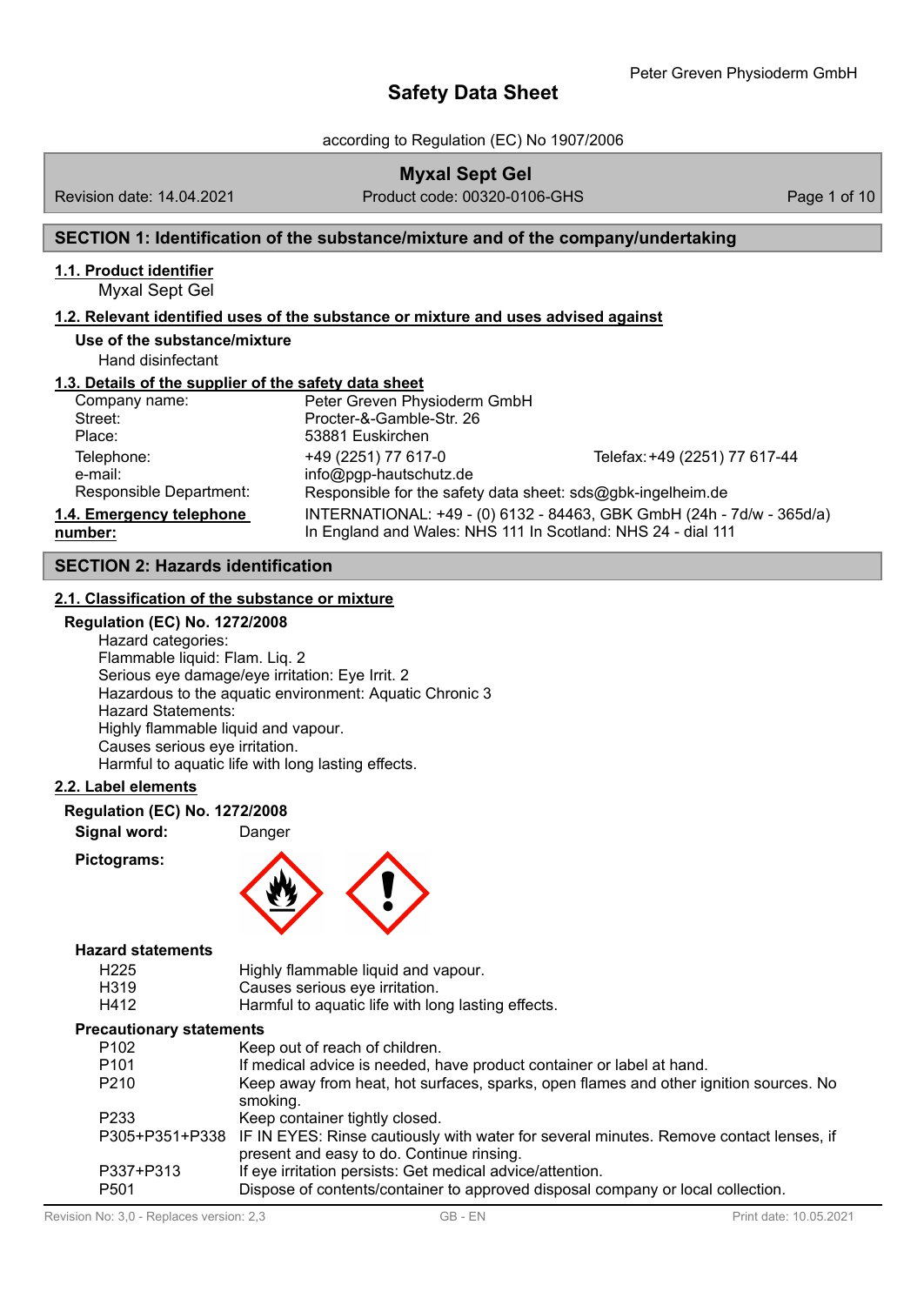# Safety Data Sheet

according to Regulation (EC) No 1907/2006

**Myxal Sept Gel**

Revision date: 14.04.2021 | Product code: 00320-0106-GHS

## SECTION 1: Identification of the substance/mixture and of the company/undertaking

### 1.1. Product identifier

Myxal Sept Gel

### 1.2. Relevant identified uses of the substance or mixture and uses advised against

**Use of the substance/mixture**

Hand disinfectant

### 1.3. Details of the supplier of the safety data sheet

| | | |
|---|---|---|
| Company name: | Peter Greven Physioderm GmbH | |
| Street: | Procter-&-Gamble-Str. 26 | |
| Place: | 53881 Euskirchen | |
| Telephone: | +49 (2251) 77 617-0 | Telefax: +49 (2251) 77 617-44 |
| e-mail: | info@pgp-hautschutz.de | |
| Responsible Department: | Responsible for the safety data sheet: sds@gbk-ingelheim.de | |

### 1.4. Emergency telephone number:

INTERNATIONAL: +49 - (0) 6132 - 84463, GBK GmbH (24h - 7d/w - 365d/a)
In England and Wales: NHS 111 In Scotland: NHS 24 - dial 111

## SECTION 2: Hazards identification

### 2.1. Classification of the substance or mixture

**Regulation (EC) No. 1272/2008**

Hazard categories:
Flammable liquid: Flam. Liq. 2
Serious eye damage/eye irritation: Eye Irrit. 2
Hazardous to the aquatic environment: Aquatic Chronic 3
Hazard Statements:
Highly flammable liquid and vapour.
Causes serious eye irritation.
Harmful to aquatic life with long lasting effects.

### 2.2. Label elements

**Regulation (EC) No. 1272/2008**

**Signal word:** Danger

**Pictograms:**

**Hazard statements**

| | |
|---|---|
| H225 | Highly flammable liquid and vapour. |
| H319 | Causes serious eye irritation. |
| H412 | Harmful to aquatic life with long lasting effects. |

**Precautionary statements**

| | |
|---|---|
| P102 | Keep out of reach of children. |
| P101 | If medical advice is needed, have product container or label at hand. |
| P210 | Keep away from heat, hot surfaces, sparks, open flames and other ignition sources. No smoking. |
| P233 | Keep container tightly closed. |
| P305+P351+P338 | IF IN EYES: Rinse cautiously with water for several minutes. Remove contact lenses, if present and easy to do. Continue rinsing. |
| P337+P313 | If eye irritation persists: Get medical advice/attention. |
| P501 | Dispose of contents/container to approved disposal company or local collection. |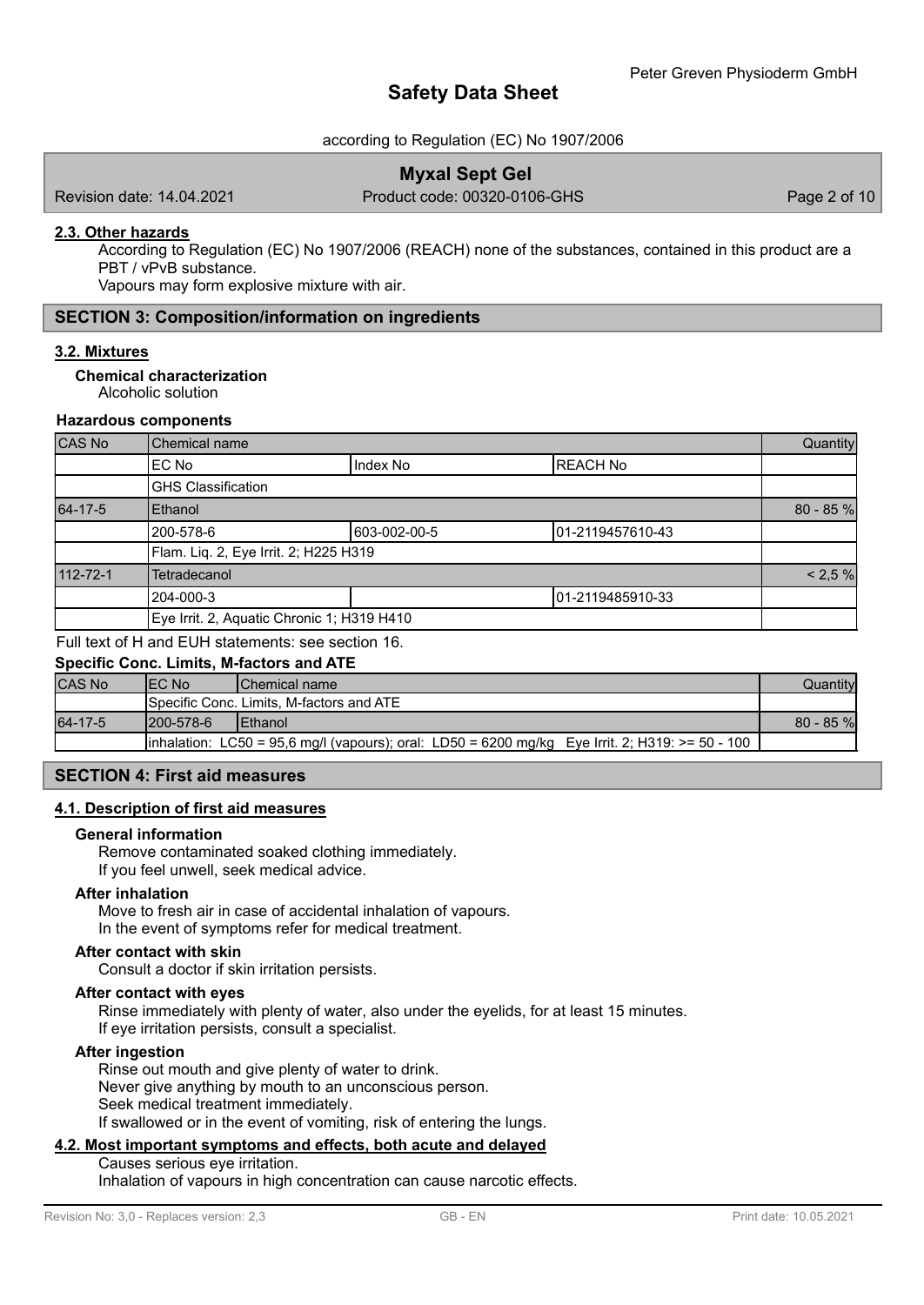### 2.3. Other hazards

According to Regulation (EC) No 1907/2006 (REACH) none of the substances, contained in this product are a PBT / vPvB substance.
Vapours may form explosive mixture with air.

## SECTION 3: Composition/information on ingredients

### 3.2. Mixtures

**Chemical characterization**

Alcoholic solution

**Hazardous components**

| CAS No | Chemical name | | | Quantity |
|---|---|---|---|---|
| | EC No | Index No | REACH No | |
| | GHS Classification | | | |
| 64-17-5 | Ethanol | | | 80 - 85 % |
| | 200-578-6 | 603-002-00-5 | 01-2119457610-43 | |
| | Flam. Liq. 2, Eye Irrit. 2; H225 H319 | | | |
| 112-72-1 | Tetradecanol | | | < 2,5 % |
| | 204-000-3 | | 01-2119485910-33 | |
| | Eye Irrit. 2, Aquatic Chronic 1; H319 H410 | | | |

Full text of H and EUH statements: see section 16.

**Specific Conc. Limits, M-factors and ATE**

| CAS No | EC No | Chemical name | Quantity |
|---|---|---|---|
| | Specific Conc. Limits, M-factors and ATE | | |
| 64-17-5 | 200-578-6 | Ethanol | 80 - 85 % |
| | inhalation: LC50 = 95,6 mg/l (vapours); oral: LD50 = 6200 mg/kg Eye Irrit. 2; H319: >= 50 - 100 | | |

## SECTION 4: First aid measures

### 4.1. Description of first aid measures

**General information**

Remove contaminated soaked clothing immediately.
If you feel unwell, seek medical advice.

**After inhalation**

Move to fresh air in case of accidental inhalation of vapours.
In the event of symptoms refer for medical treatment.

**After contact with skin**

Consult a doctor if skin irritation persists.

**After contact with eyes**

Rinse immediately with plenty of water, also under the eyelids, for at least 15 minutes.
If eye irritation persists, consult a specialist.

**After ingestion**

Rinse out mouth and give plenty of water to drink.
Never give anything by mouth to an unconscious person.
Seek medical treatment immediately.
If swallowed or in the event of vomiting, risk of entering the lungs.

### 4.2. Most important symptoms and effects, both acute and delayed

Causes serious eye irritation.
Inhalation of vapours in high concentration can cause narcotic effects.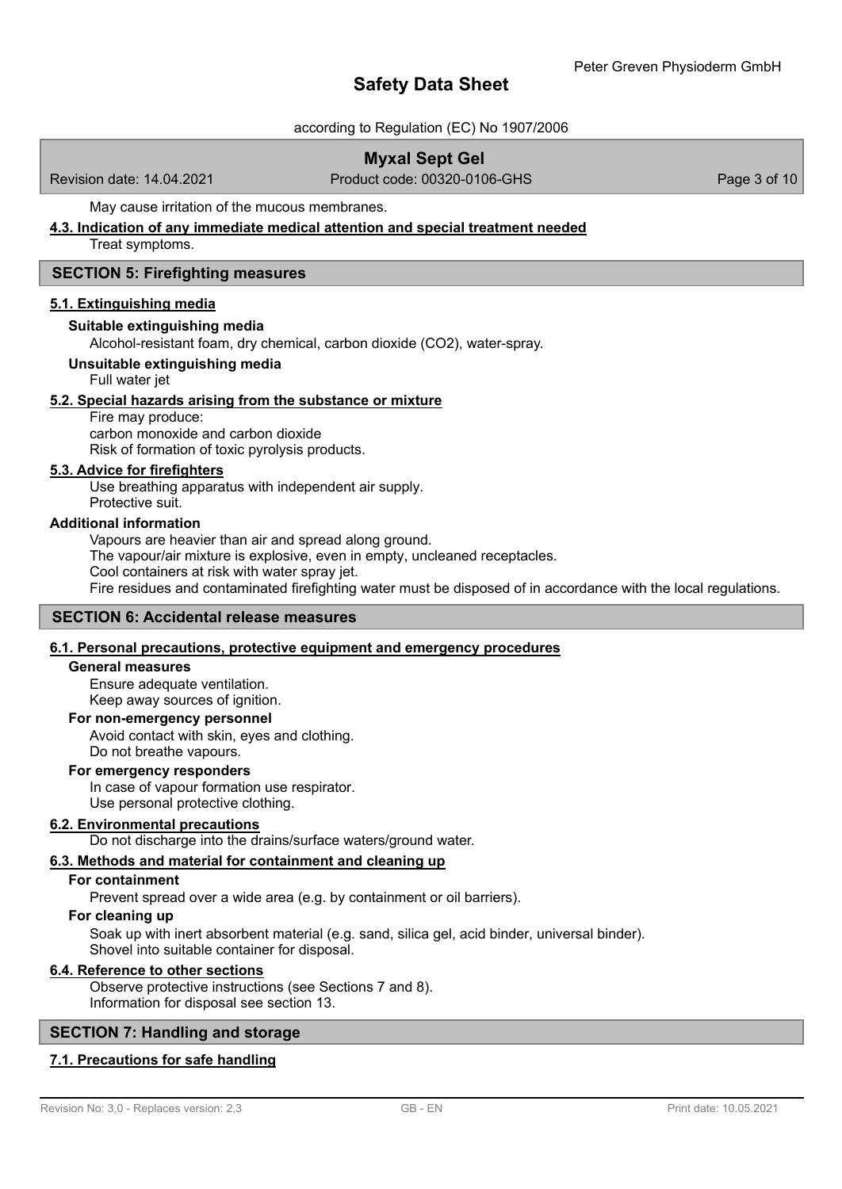May cause irritation of the mucous membranes.

### 4.3. Indication of any immediate medical attention and special treatment needed

Treat symptoms.

## SECTION 5: Firefighting measures

### 5.1. Extinguishing media

**Suitable extinguishing media**

Alcohol-resistant foam, dry chemical, carbon dioxide ($CO_2$), water-spray.

**Unsuitable extinguishing media**

Full water jet

### 5.2. Special hazards arising from the substance or mixture

Fire may produce:
carbon monoxide and carbon dioxide
Risk of formation of toxic pyrolysis products.

### 5.3. Advice for firefighters

Use breathing apparatus with independent air supply.
Protective suit.

**Additional information**

Vapours are heavier than air and spread along ground.
The vapour/air mixture is explosive, even in empty, uncleaned receptacles.
Cool containers at risk with water spray jet.
Fire residues and contaminated firefighting water must be disposed of in accordance with the local regulations.

## SECTION 6: Accidental release measures

### 6.1. Personal precautions, protective equipment and emergency procedures

**General measures**

Ensure adequate ventilation.
Keep away sources of ignition.

**For non-emergency personnel**

Avoid contact with skin, eyes and clothing.
Do not breathe vapours.

**For emergency responders**

In case of vapour formation use respirator.
Use personal protective clothing.

### 6.2. Environmental precautions

Do not discharge into the drains/surface waters/ground water.

### 6.3. Methods and material for containment and cleaning up

**For containment**

Prevent spread over a wide area (e.g. by containment or oil barriers).

**For cleaning up**

Soak up with inert absorbent material (e.g. sand, silica gel, acid binder, universal binder).
Shovel into suitable container for disposal.

### 6.4. Reference to other sections

Observe protective instructions (see Sections 7 and 8).
Information for disposal see section 13.

## SECTION 7: Handling and storage

### 7.1. Precautions for safe handling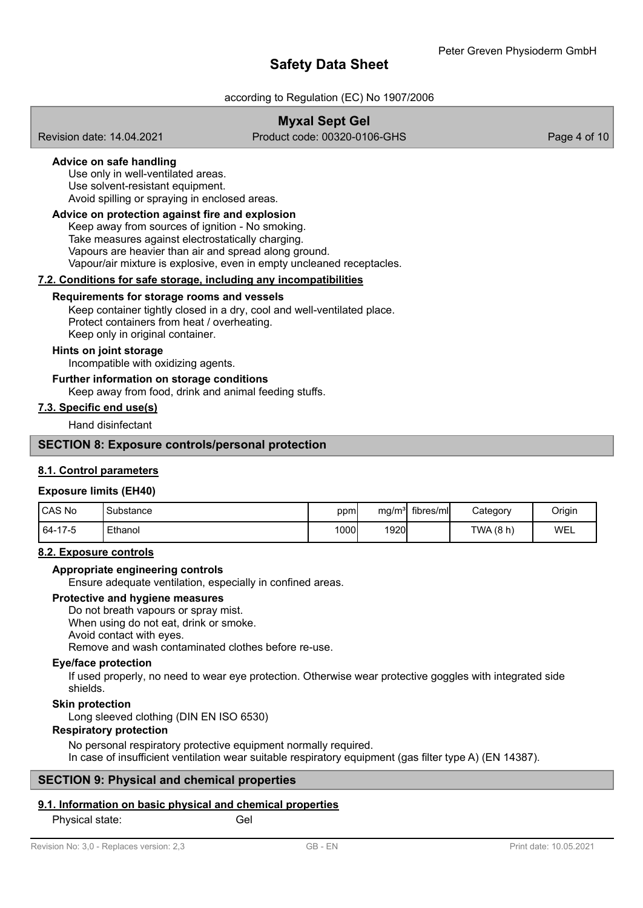#### Advice on safe handling

Use only in well-ventilated areas.
Use solvent-resistant equipment.
Avoid spilling or spraying in enclosed areas.

#### Advice on protection against fire and explosion

Keep away from sources of ignition - No smoking.
Take measures against electrostatically charging.
Vapours are heavier than air and spread along ground.
Vapour/air mixture is explosive, even in empty uncleaned receptacles.

### 7.2. Conditions for safe storage, including any incompatibilities

#### Requirements for storage rooms and vessels

Keep container tightly closed in a dry, cool and well-ventilated place.
Protect containers from heat / overheating.
Keep only in original container.

#### Hints on joint storage

Incompatible with oxidizing agents.

#### Further information on storage conditions

Keep away from food, drink and animal feeding stuffs.

### 7.3. Specific end use(s)

Hand disinfectant

## SECTION 8: Exposure controls/personal protection

### 8.1. Control parameters

#### Exposure limits (EH40)

| CAS No | Substance | ppm | mg/m³ | fibres/ml | Category | Origin |
|---|---|---|---|---|---|---|
| 64-17-5 | Ethanol | 1000 | 1920 | | TWA (8 h) | WEL |

### 8.2. Exposure controls

#### Appropriate engineering controls

Ensure adequate ventilation, especially in confined areas.

#### Protective and hygiene measures

Do not breath vapours or spray mist.
When using do not eat, drink or smoke.
Avoid contact with eyes.
Remove and wash contaminated clothes before re-use.

#### Eye/face protection

If used properly, no need to wear eye protection. Otherwise wear protective goggles with integrated side shields.

#### Skin protection

Long sleeved clothing (DIN EN ISO 6530)

#### Respiratory protection

No personal respiratory protective equipment normally required.
In case of insufficient ventilation wear suitable respiratory equipment (gas filter type A) (EN 14387).

## SECTION 9: Physical and chemical properties

### 9.1. Information on basic physical and chemical properties

Physical state: Gel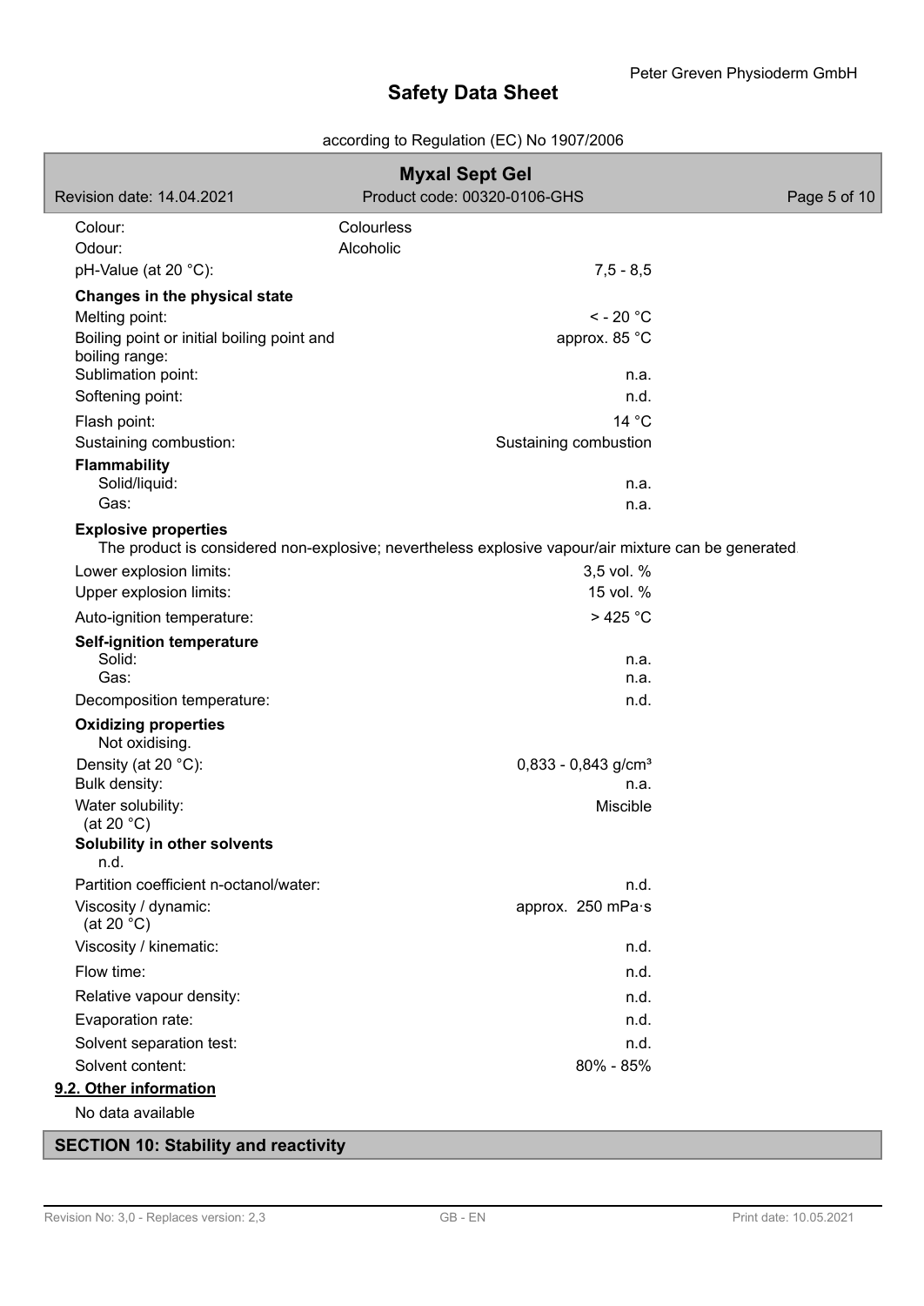**Myxal Sept Gel**

Revision date: 14.04.2021 | Product code: 00320-0106-GHS

| | |
|---|---|
| Colour: | Colourless |
| Odour: | Alcoholic |
| pH-Value (at 20 °C): | 7,5 - 8,5 |

**Changes in the physical state**

| | |
|---|---|
| Melting point: | < - 20 °C |
| Boiling point or initial boiling point and boiling range: | approx. 85 °C |
| Sublimation point: | n.a. |
| Softening point: | n.d. |
| Flash point: | 14 °C |
| Sustaining combustion: | Sustaining combustion |

**Flammability**

| | |
|---|---|
| Solid/liquid: | n.a. |
| Gas: | n.a. |

**Explosive properties**

The product is considered non-explosive; nevertheless explosive vapour/air mixture can be generated.

| | |
|---|---|
| Lower explosion limits: | 3,5 vol. % |
| Upper explosion limits: | 15 vol. % |
| Auto-ignition temperature: | > 425 °C |

**Self-ignition temperature**

| | |
|---|---|
| Solid: | n.a. |
| Gas: | n.a. |
| Decomposition temperature: | n.d. |

**Oxidizing properties**

Not oxidising.

| | |
|---|---|
| Density (at 20 °C): | 0,833 - 0,843 g/cm³ |
| Bulk density: | n.a. |
| Water solubility: (at 20 °C) | Miscible |

**Solubility in other solvents**

n.d.

| | |
|---|---|
| Partition coefficient n-octanol/water: | n.d. |
| Viscosity / dynamic: (at 20 °C) | approx. 250 mPa·s |
| Viscosity / kinematic: | n.d. |
| Flow time: | n.d. |
| Relative vapour density: | n.d. |
| Evaporation rate: | n.d. |
| Solvent separation test: | n.d. |
| Solvent content: | 80% - 85% |

**9.2. Other information**

No data available

## SECTION 10: Stability and reactivity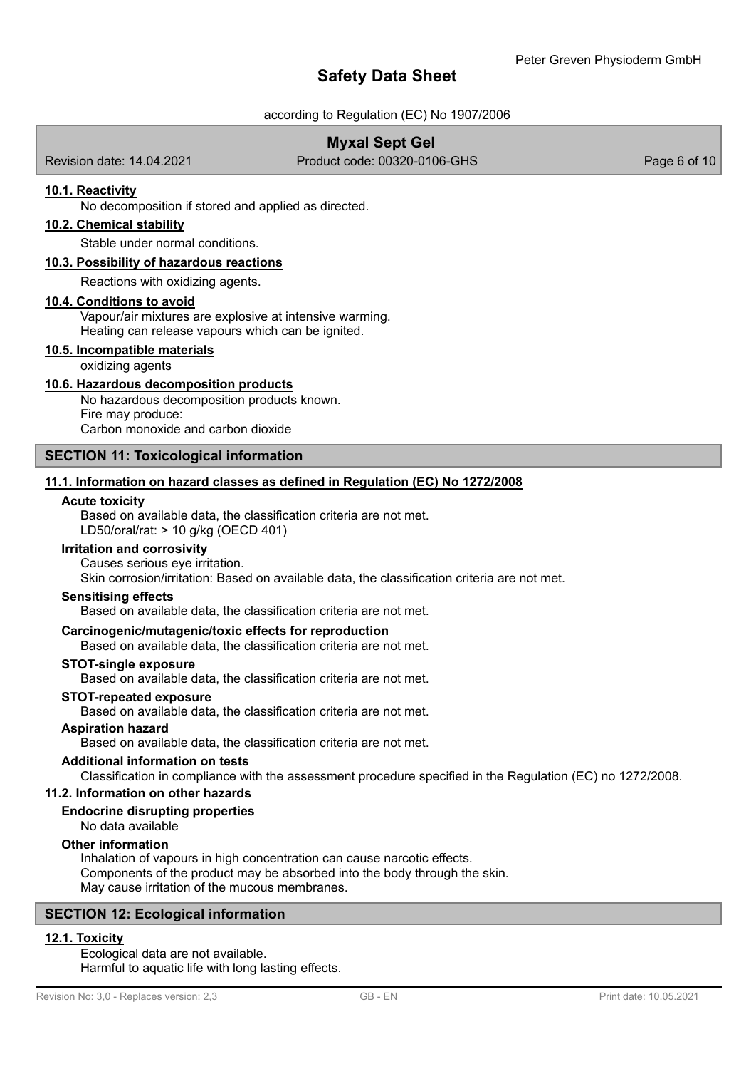### 10.1. Reactivity

No decomposition if stored and applied as directed.

### 10.2. Chemical stability

Stable under normal conditions.

### 10.3. Possibility of hazardous reactions

Reactions with oxidizing agents.

### 10.4. Conditions to avoid

Vapour/air mixtures are explosive at intensive warming.
Heating can release vapours which can be ignited.

### 10.5. Incompatible materials

oxidizing agents

### 10.6. Hazardous decomposition products

No hazardous decomposition products known.
Fire may produce:
Carbon monoxide and carbon dioxide

## SECTION 11: Toxicological information

### 11.1. Information on hazard classes as defined in Regulation (EC) No 1272/2008

**Acute toxicity**

Based on available data, the classification criteria are not met.
LD50/oral/rat: > 10 g/kg (OECD 401)

**Irritation and corrosivity**

Causes serious eye irritation.
Skin corrosion/irritation: Based on available data, the classification criteria are not met.

**Sensitising effects**

Based on available data, the classification criteria are not met.

**Carcinogenic/mutagenic/toxic effects for reproduction**

Based on available data, the classification criteria are not met.

**STOT-single exposure**

Based on available data, the classification criteria are not met.

**STOT-repeated exposure**

Based on available data, the classification criteria are not met.

**Aspiration hazard**

Based on available data, the classification criteria are not met.

**Additional information on tests**

Classification in compliance with the assessment procedure specified in the Regulation (EC) no 1272/2008.

### 11.2. Information on other hazards

**Endocrine disrupting properties**

No data available

**Other information**

Inhalation of vapours in high concentration can cause narcotic effects.
Components of the product may be absorbed into the body through the skin.
May cause irritation of the mucous membranes.

## SECTION 12: Ecological information

### 12.1. Toxicity

Ecological data are not available.
Harmful to aquatic life with long lasting effects.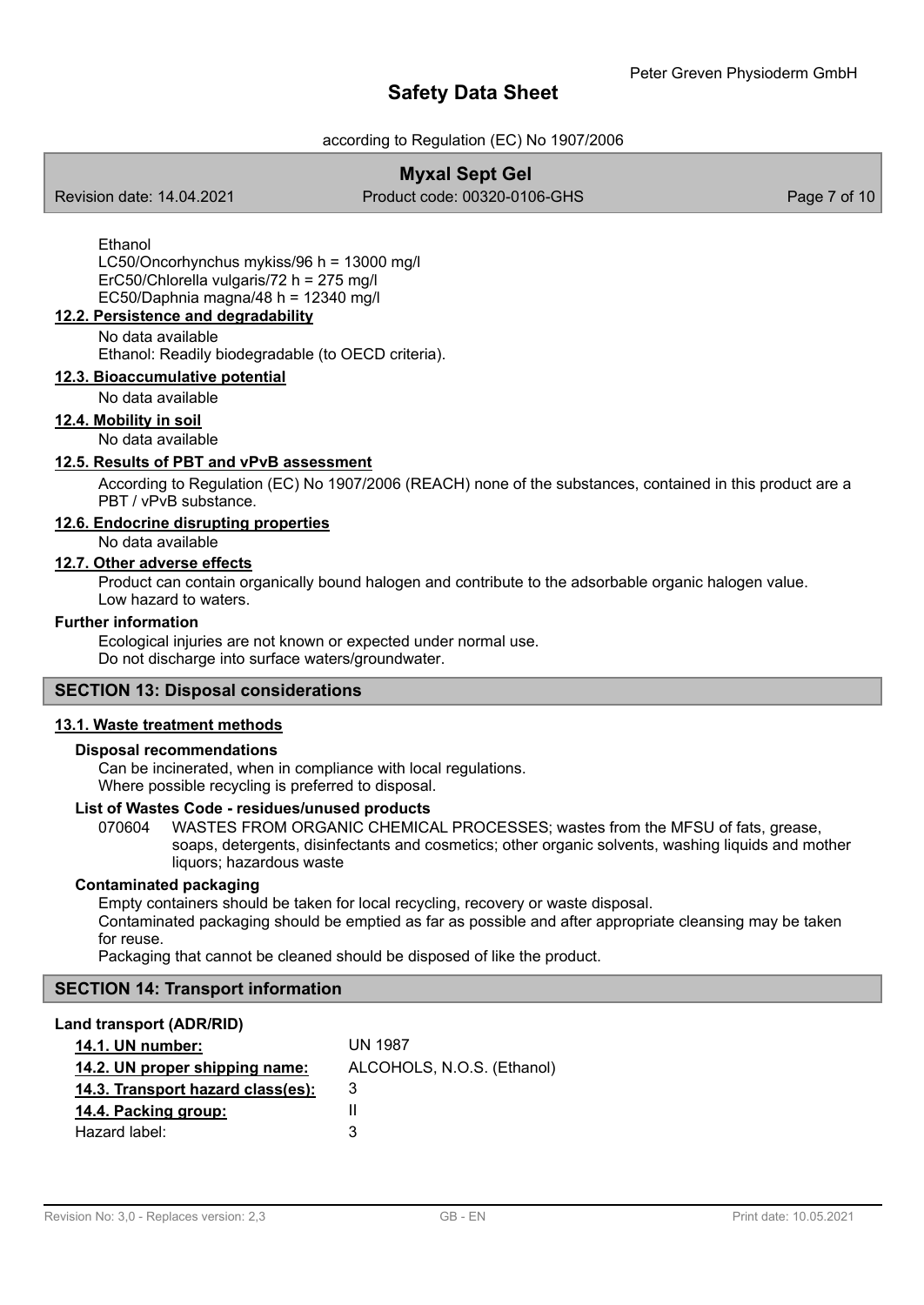Ethanol
LC50/Oncorhynchus mykiss/96 h = 13000 mg/l
ErC50/Chlorella vulgaris/72 h = 275 mg/l
EC50/Daphnia magna/48 h = 12340 mg/l

### 12.2. Persistence and degradability

No data available
Ethanol: Readily biodegradable (to OECD criteria).

### 12.3. Bioaccumulative potential

No data available

### 12.4. Mobility in soil

No data available

### 12.5. Results of PBT and vPvB assessment

According to Regulation (EC) No 1907/2006 (REACH) none of the substances, contained in this product are a PBT / vPvB substance.

### 12.6. Endocrine disrupting properties

No data available

### 12.7. Other adverse effects

Product can contain organically bound halogen and contribute to the adsorbable organic halogen value.
Low hazard to waters.

**Further information**

Ecological injuries are not known or expected under normal use.
Do not discharge into surface waters/groundwater.

## SECTION 13: Disposal considerations

### 13.1. Waste treatment methods

**Disposal recommendations**

Can be incinerated, when in compliance with local regulations.
Where possible recycling is preferred to disposal.

**List of Wastes Code - residues/unused products**

070604 WASTES FROM ORGANIC CHEMICAL PROCESSES; wastes from the MFSU of fats, grease, soaps, detergents, disinfectants and cosmetics; other organic solvents, washing liquids and mother liquors; hazardous waste

**Contaminated packaging**

Empty containers should be taken for local recycling, recovery or waste disposal.
Contaminated packaging should be emptied as far as possible and after appropriate cleansing may be taken for reuse.
Packaging that cannot be cleaned should be disposed of like the product.

## SECTION 14: Transport information

**Land transport (ADR/RID)**

| | |
|---|---|
| **14.1. UN number:** | UN 1987 |
| **14.2. UN proper shipping name:** | ALCOHOLS, N.O.S. (Ethanol) |
| **14.3. Transport hazard class(es):** | 3 |
| **14.4. Packing group:** | II |
| Hazard label: | 3 |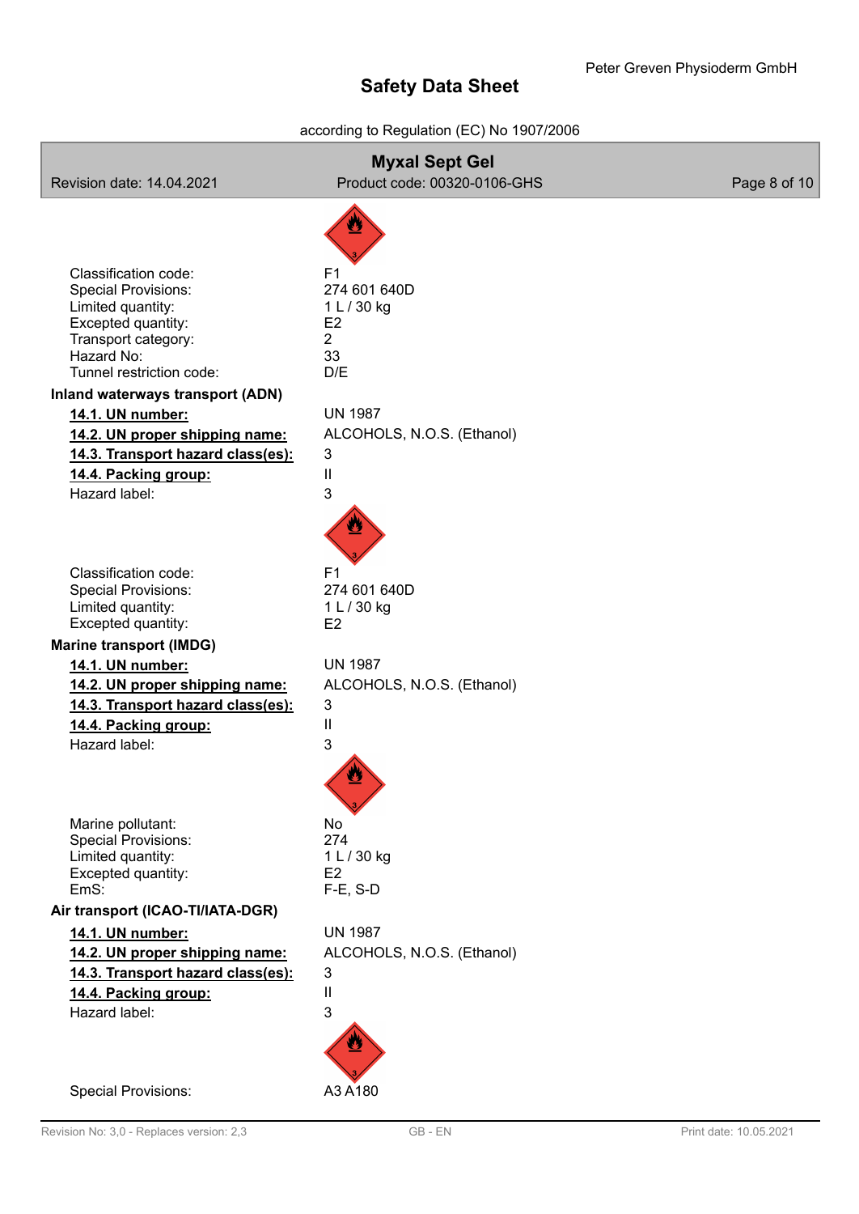| | |
|---|---|
| Classification code: | F1 |
| Special Provisions: | 274 601 640D |
| Limited quantity: | 1 L / 30 kg |
| Excepted quantity: | E2 |
| Transport category: | 2 |
| Hazard No: | 33 |
| Tunnel restriction code: | D/E |

**Inland waterways transport (ADN)**

| | |
|---|---|
| **14.1. UN number:** | UN 1987 |
| **14.2. UN proper shipping name:** | ALCOHOLS, N.O.S. (Ethanol) |
| **14.3. Transport hazard class(es):** | 3 |
| **14.4. Packing group:** | II |
| Hazard label: | 3 |
| Classification code: | F1 |
| Special Provisions: | 274 601 640D |
| Limited quantity: | 1 L / 30 kg |
| Excepted quantity: | E2 |

**Marine transport (IMDG)**

| | |
|---|---|
| **14.1. UN number:** | UN 1987 |
| **14.2. UN proper shipping name:** | ALCOHOLS, N.O.S. (Ethanol) |
| **14.3. Transport hazard class(es):** | 3 |
| **14.4. Packing group:** | II |
| Hazard label: | 3 |
| Marine pollutant: | No |
| Special Provisions: | 274 |
| Limited quantity: | 1 L / 30 kg |
| Excepted quantity: | E2 |
| EmS: | F-E, S-D |

**Air transport (ICAO-TI/IATA-DGR)**

| | |
|---|---|
| **14.1. UN number:** | UN 1987 |
| **14.2. UN proper shipping name:** | ALCOHOLS, N.O.S. (Ethanol) |
| **14.3. Transport hazard class(es):** | 3 |
| **14.4. Packing group:** | II |
| Hazard label: | 3 |
| Special Provisions: | A3 A180 |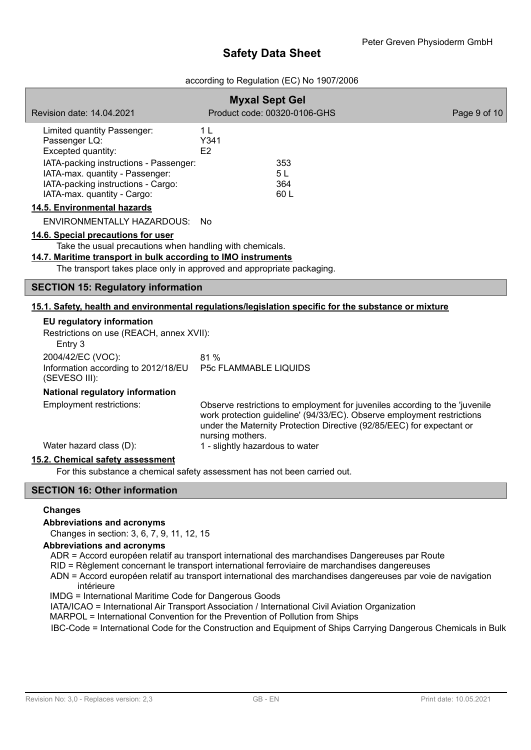| | |
|---|---|
| Limited quantity Passenger: | 1 L |
| Passenger LQ: | Y341 |
| Excepted quantity: | E2 |
| IATA-packing instructions - Passenger: | 353 |
| IATA-max. quantity - Passenger: | 5 L |
| IATA-packing instructions - Cargo: | 364 |
| IATA-max. quantity - Cargo: | 60 L |

### 14.5. Environmental hazards

ENVIRONMENTALLY HAZARDOUS: No

### 14.6. Special precautions for user

Take the usual precautions when handling with chemicals.

### 14.7. Maritime transport in bulk according to IMO instruments

The transport takes place only in approved and appropriate packaging.

## SECTION 15: Regulatory information

### 15.1. Safety, health and environmental regulations/legislation specific for the substance or mixture

**EU regulatory information**

Restrictions on use (REACH, annex XVII):

Entry 3

| | |
|---|---|
| 2004/42/EC (VOC): | 81 % |
| Information according to 2012/18/EU (SEVESO III): | P5c FLAMMABLE LIQUIDS |

**National regulatory information**

| | |
|---|---|
| Employment restrictions: | Observe restrictions to employment for juveniles according to the 'juvenile work protection guideline' (94/33/EC). Observe employment restrictions under the Maternity Protection Directive (92/85/EEC) for expectant or nursing mothers. |
| Water hazard class (D): | 1 - slightly hazardous to water |

### 15.2. Chemical safety assessment

For this substance a chemical safety assessment has not been carried out.

## SECTION 16: Other information

**Changes**

**Abbreviations and acronyms**

Changes in section: 3, 6, 7, 9, 11, 12, 15

**Abbreviations and acronyms**

ADR = Accord européen relatif au transport international des marchandises Dangereuses par Route
RID = Règlement concernant le transport international ferroviaire de marchandises dangereuses
ADN = Accord européen relatif au transport international des marchandises dangereuses par voie de navigation intérieure
IMDG = International Maritime Code for Dangerous Goods
IATA/ICAO = International Air Transport Association / International Civil Aviation Organization
MARPOL = International Convention for the Prevention of Pollution from Ships
IBC-Code = International Code for the Construction and Equipment of Ships Carrying Dangerous Chemicals in Bulk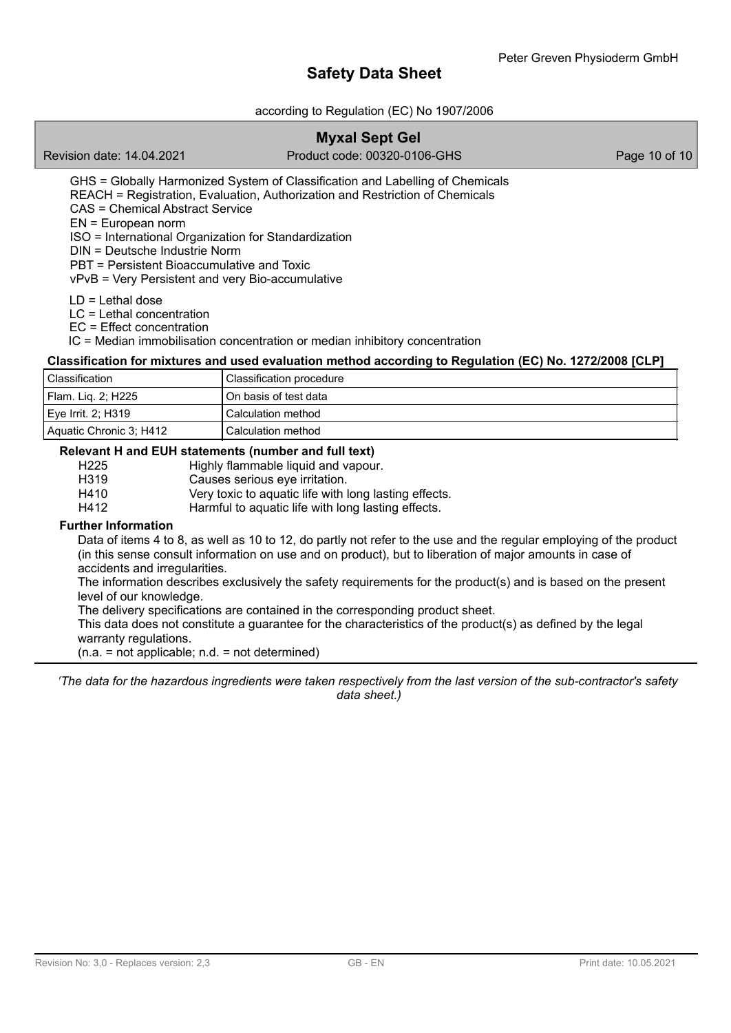GHS = Globally Harmonized System of Classification and Labelling of Chemicals
REACH = Registration, Evaluation, Authorization and Restriction of Chemicals
CAS = Chemical Abstract Service
EN = European norm
ISO = International Organization for Standardization
DIN = Deutsche Industrie Norm
PBT = Persistent Bioaccumulative and Toxic
vPvB = Very Persistent and very Bio-accumulative

LD = Lethal dose
LC = Lethal concentration
EC = Effect concentration
IC = Median immobilisation concentration or median inhibitory concentration

**Classification for mixtures and used evaluation method according to Regulation (EC) No. 1272/2008 [CLP]**

| Classification | Classification procedure |
|---|---|
| Flam. Liq. 2; H225 | On basis of test data |
| Eye Irrit. 2; H319 | Calculation method |
| Aquatic Chronic 3; H412 | Calculation method |

**Relevant H and EUH statements (number and full text)**

| | |
|---|---|
| H225 | Highly flammable liquid and vapour. |
| H319 | Causes serious eye irritation. |
| H410 | Very toxic to aquatic life with long lasting effects. |
| H412 | Harmful to aquatic life with long lasting effects. |

**Further Information**

Data of items 4 to 8, as well as 10 to 12, do partly not refer to the use and the regular employing of the product (in this sense consult information on use and on product), but to liberation of major amounts in case of accidents and irregularities.
The information describes exclusively the safety requirements for the product(s) and is based on the present level of our knowledge.
The delivery specifications are contained in the corresponding product sheet.
This data does not constitute a guarantee for the characteristics of the product(s) as defined by the legal warranty regulations.
(n.a. = not applicable; n.d. = not determined)

---

*'The data for the hazardous ingredients were taken respectively from the last version of the sub-contractor's safety data sheet.)*